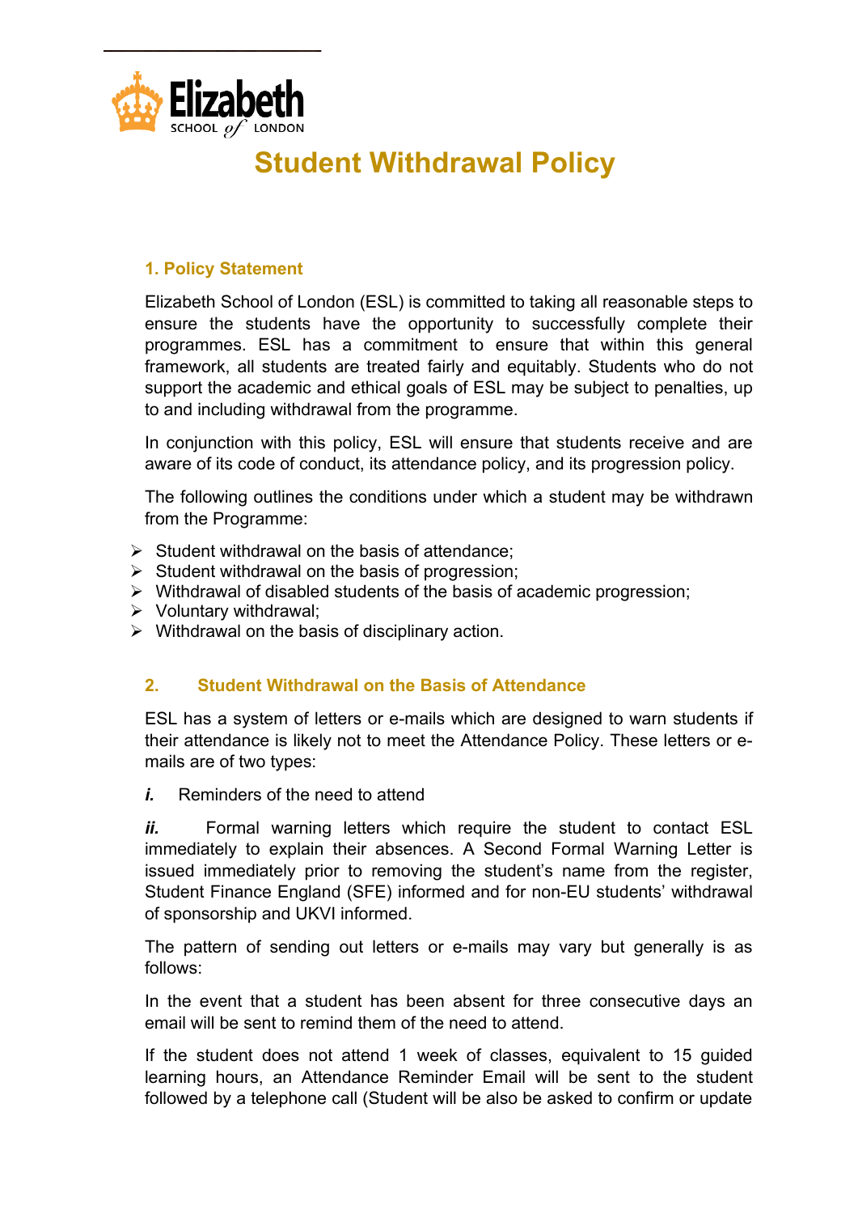Elizabeth School of London

# Student Withdrawal Policy

## 1. Policy Statement

Elizabeth School of London (ESL) is committed to taking all reasonable steps to ensure the students have the opportunity to successfully complete their programmes. ESL has a commitment to ensure that within this general framework, all students are treated fairly and equitably. Students who do not support the academic and ethical goals of ESL may be subject to penalties, up to and including withdrawal from the programme.

In conjunction with this policy, ESL will ensure that students receive and are aware of its code of conduct, its attendance policy, and its progression policy.

The following outlines the conditions under which a student may be withdrawn from the Programme:

- Student withdrawal on the basis of attendance;
- Student withdrawal on the basis of progression;
- Withdrawal of disabled students of the basis of academic progression;
- Voluntary withdrawal;
- Withdrawal on the basis of disciplinary action.

## 2. Student Withdrawal on the Basis of Attendance

ESL has a system of letters or e-mails which are designed to warn students if their attendance is likely not to meet the Attendance Policy. These letters or e-mails are of two types:

***i.*** Reminders of the need to attend

***ii.*** Formal warning letters which require the student to contact ESL immediately to explain their absences. A Second Formal Warning Letter is issued immediately prior to removing the student's name from the register, Student Finance England (SFE) informed and for non-EU students' withdrawal of sponsorship and UKVI informed.

The pattern of sending out letters or e-mails may vary but generally is as follows:

In the event that a student has been absent for three consecutive days an email will be sent to remind them of the need to attend.

If the student does not attend 1 week of classes, equivalent to 15 guided learning hours, an Attendance Reminder Email will be sent to the student followed by a telephone call (Student will be also be asked to confirm or update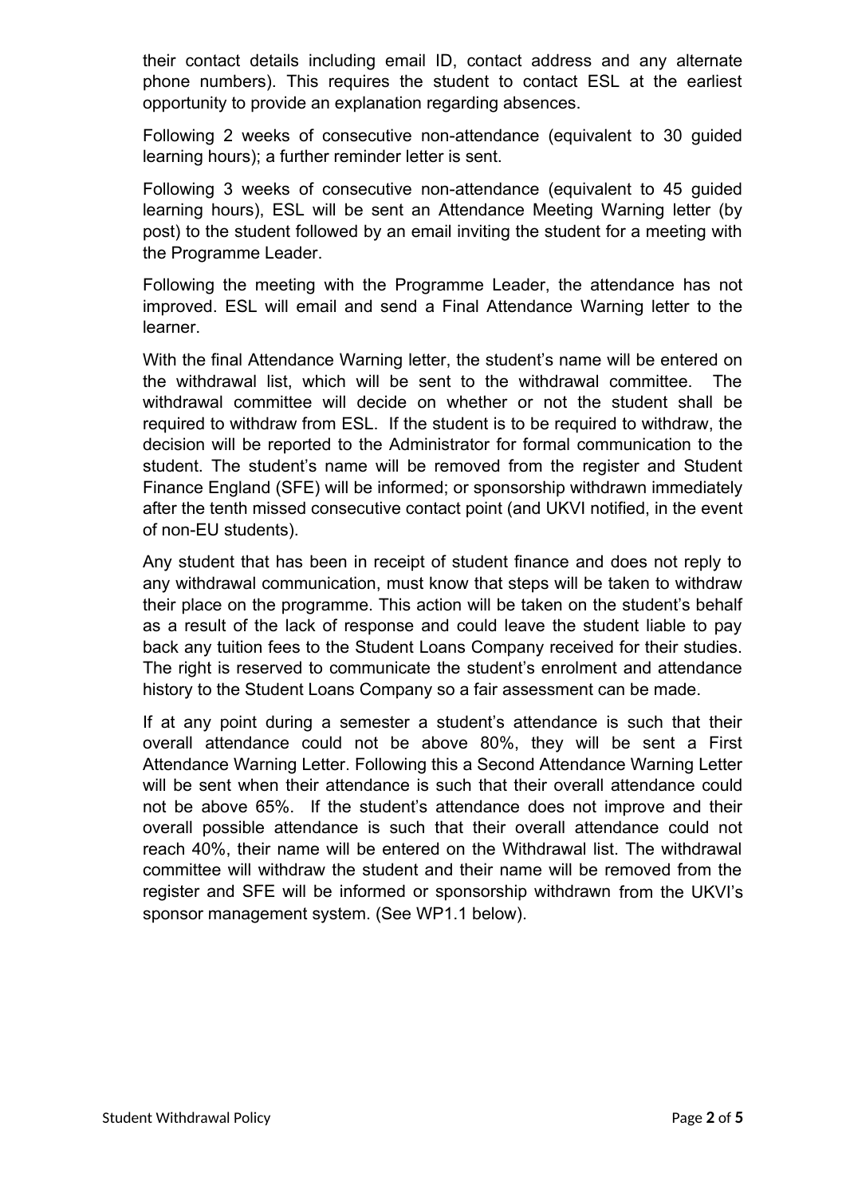their contact details including email ID, contact address and any alternate phone numbers). This requires the student to contact ESL at the earliest opportunity to provide an explanation regarding absences.

Following 2 weeks of consecutive non-attendance (equivalent to 30 guided learning hours); a further reminder letter is sent.

Following 3 weeks of consecutive non-attendance (equivalent to 45 guided learning hours), ESL will be sent an Attendance Meeting Warning letter (by post) to the student followed by an email inviting the student for a meeting with the Programme Leader.

Following the meeting with the Programme Leader, the attendance has not improved. ESL will email and send a Final Attendance Warning letter to the learner.

With the final Attendance Warning letter, the student's name will be entered on the withdrawal list, which will be sent to the withdrawal committee. The withdrawal committee will decide on whether or not the student shall be required to withdraw from ESL. If the student is to be required to withdraw, the decision will be reported to the Administrator for formal communication to the student. The student's name will be removed from the register and Student Finance England (SFE) will be informed; or sponsorship withdrawn immediately after the tenth missed consecutive contact point (and UKVI notified, in the event of non-EU students).

Any student that has been in receipt of student finance and does not reply to any withdrawal communication, must know that steps will be taken to withdraw their place on the programme. This action will be taken on the student's behalf as a result of the lack of response and could leave the student liable to pay back any tuition fees to the Student Loans Company received for their studies. The right is reserved to communicate the student's enrolment and attendance history to the Student Loans Company so a fair assessment can be made.

If at any point during a semester a student's attendance is such that their overall attendance could not be above 80%, they will be sent a First Attendance Warning Letter. Following this a Second Attendance Warning Letter will be sent when their attendance is such that their overall attendance could not be above 65%. If the student's attendance does not improve and their overall possible attendance is such that their overall attendance could not reach 40%, their name will be entered on the Withdrawal list. The withdrawal committee will withdraw the student and their name will be removed from the register and SFE will be informed or sponsorship withdrawn from the UKVI's sponsor management system. (See WP1.1 below).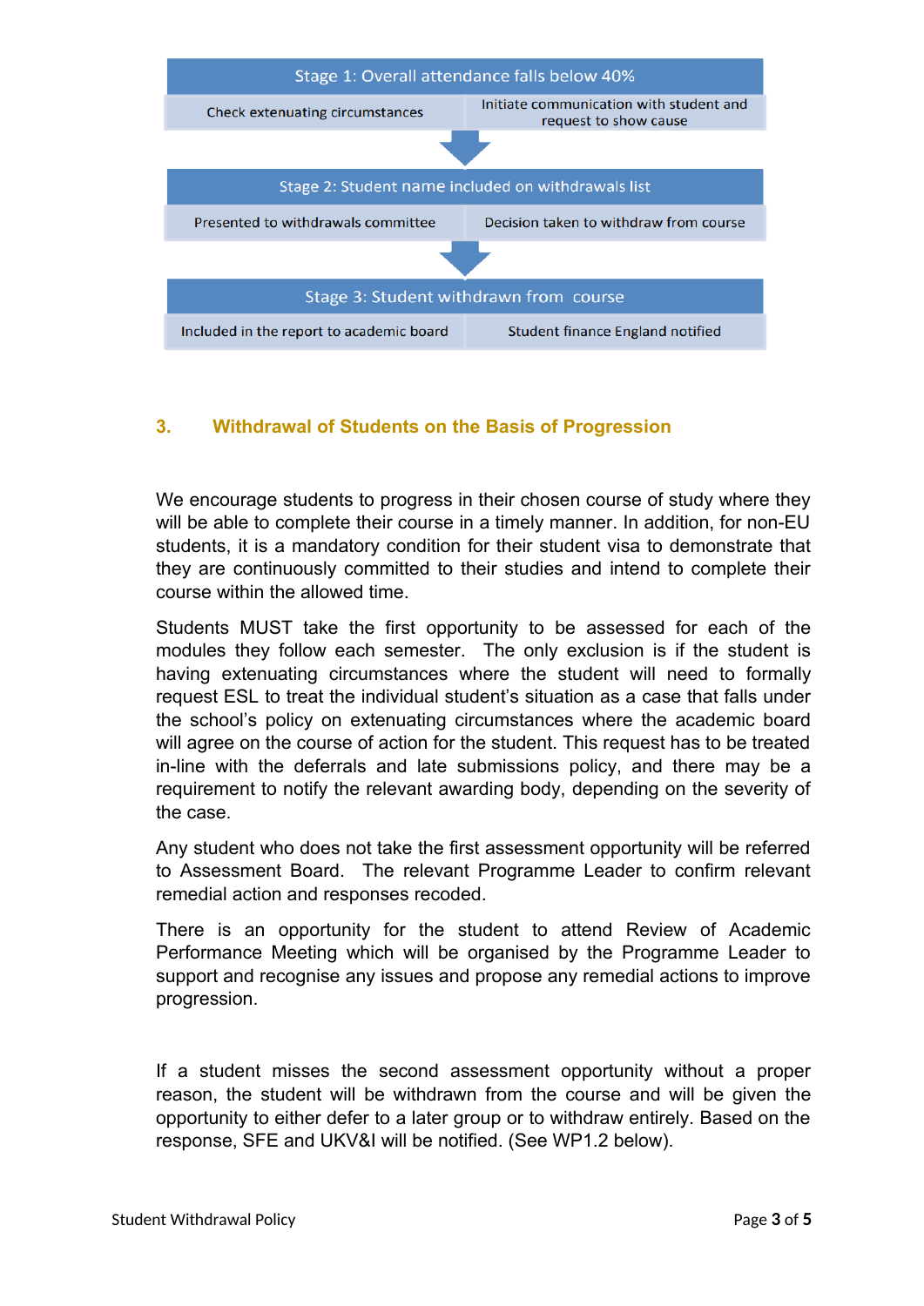| Stage 1: Overall attendance falls below 40% | |
|---|---|
| Check extenuating circumstances | Initiate communication with student and request to show cause |

| Stage 2: Student name included on withdrawals list | |
|---|---|
| Presented to withdrawals committee | Decision taken to withdraw from course |

| Stage 3: Student withdrawn from course | |
|---|---|
| Included in the report to academic board | Student finance England notified |

## 3. Withdrawal of Students on the Basis of Progression

We encourage students to progress in their chosen course of study where they will be able to complete their course in a timely manner. In addition, for non-EU students, it is a mandatory condition for their student visa to demonstrate that they are continuously committed to their studies and intend to complete their course within the allowed time.

Students MUST take the first opportunity to be assessed for each of the modules they follow each semester. The only exclusion is if the student is having extenuating circumstances where the student will need to formally request ESL to treat the individual student's situation as a case that falls under the school's policy on extenuating circumstances where the academic board will agree on the course of action for the student. This request has to be treated in-line with the deferrals and late submissions policy, and there may be a requirement to notify the relevant awarding body, depending on the severity of the case.

Any student who does not take the first assessment opportunity will be referred to Assessment Board. The relevant Programme Leader to confirm relevant remedial action and responses recoded.

There is an opportunity for the student to attend Review of Academic Performance Meeting which will be organised by the Programme Leader to support and recognise any issues and propose any remedial actions to improve progression.

If a student misses the second assessment opportunity without a proper reason, the student will be withdrawn from the course and will be given the opportunity to either defer to a later group or to withdraw entirely. Based on the response, SFE and UKV&I will be notified. (See WP1.2 below).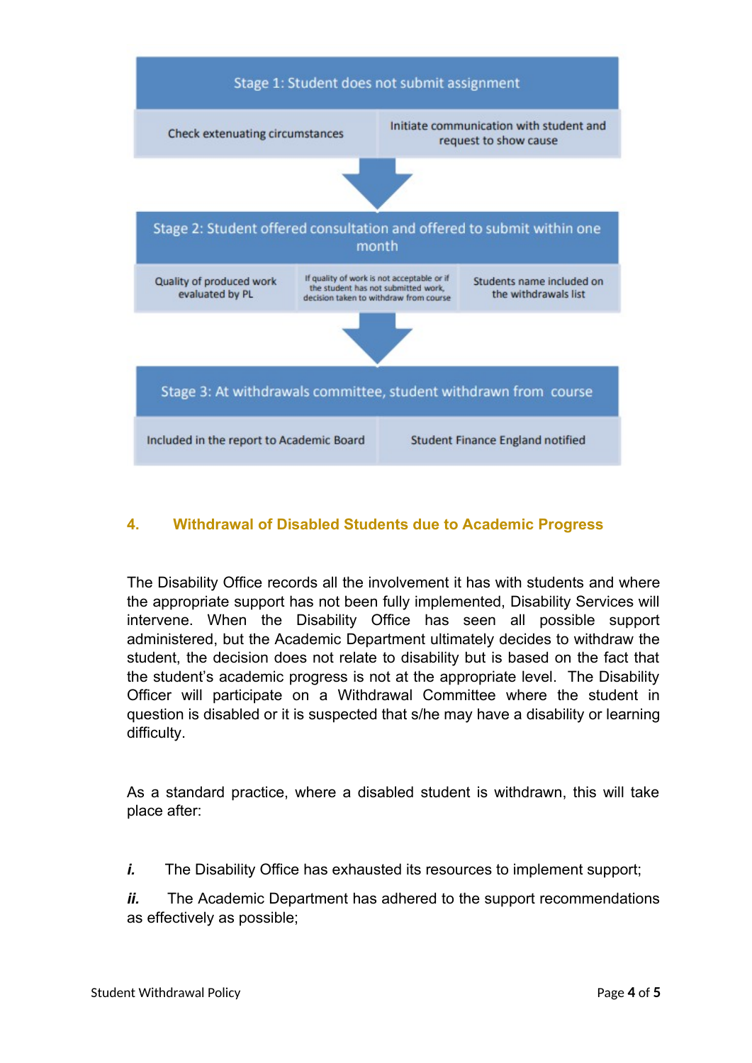**Stage 1: Student does not submit assignment**

- Check extenuating circumstances
- Initiate communication with student and request to show cause

↓

**Stage 2: Student offered consultation and offered to submit within one month**

- Quality of produced work evaluated by PL
- If quality of work is not acceptable or if the student has not submitted work, decision taken to withdraw from course
- Students name included on the withdrawals list

↓

**Stage 3: At withdrawals committee, student withdrawn from course**

- Included in the report to Academic Board
- Student Finance England notified

## 4. Withdrawal of Disabled Students due to Academic Progress

The Disability Office records all the involvement it has with students and where the appropriate support has not been fully implemented, Disability Services will intervene. When the Disability Office has seen all possible support administered, but the Academic Department ultimately decides to withdraw the student, the decision does not relate to disability but is based on the fact that the student's academic progress is not at the appropriate level. The Disability Officer will participate on a Withdrawal Committee where the student in question is disabled or it is suspected that s/he may have a disability or learning difficulty.

As a standard practice, where a disabled student is withdrawn, this will take place after:

***i.*** The Disability Office has exhausted its resources to implement support;

***ii.*** The Academic Department has adhered to the support recommendations as effectively as possible;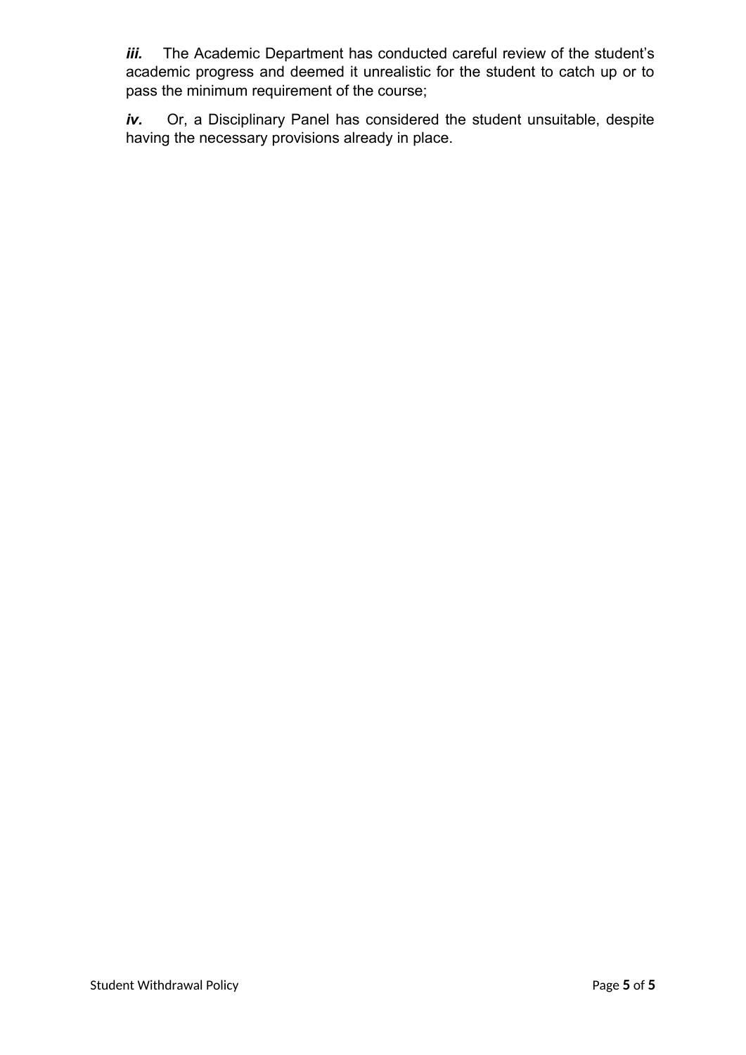***iii.*** The Academic Department has conducted careful review of the student's academic progress and deemed it unrealistic for the student to catch up or to pass the minimum requirement of the course;

***iv.*** Or, a Disciplinary Panel has considered the student unsuitable, despite having the necessary provisions already in place.